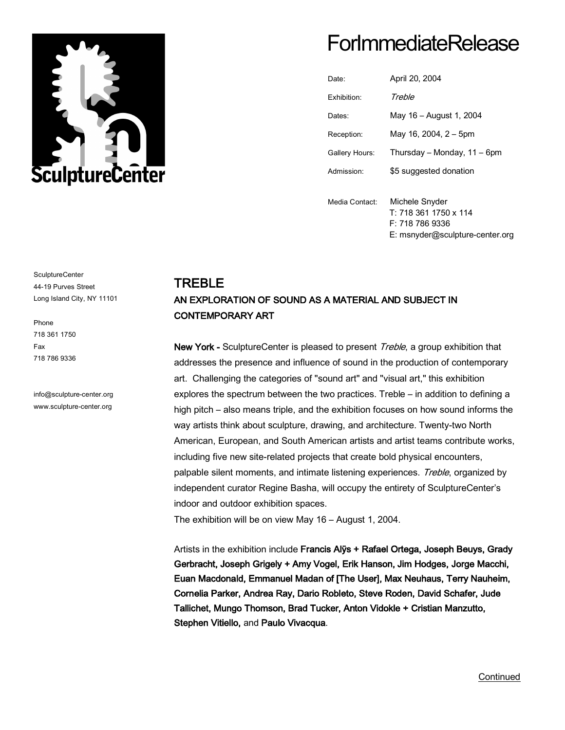SculptureCenter

# ForImmediateRelease

| | |
|---|---|
| Date: | April 20, 2004 |
| Exhibition: | *Treble* |
| Dates: | May 16 – August 1, 2004 |
| Reception: | May 16, 2004, 2 – 5pm |
| Gallery Hours: | Thursday – Monday, 11 – 6pm |
| Admission: | $5 suggested donation |
| Media Contact: | Michele Snyder<br>T: 718 361 1750 x 114<br>F: 718 786 9336<br>E: msnyder@sculpture-center.org |

SculptureCenter
44-19 Purves Street
Long Island City, NY 11101

Phone
718 361 1750
Fax
718 786 9336

info@sculpture-center.org
www.sculpture-center.org

## TREBLE

### AN EXPLORATION OF SOUND AS A MATERIAL AND SUBJECT IN CONTEMPORARY ART

**New York -** SculptureCenter is pleased to present *Treble*, a group exhibition that addresses the presence and influence of sound in the production of contemporary art. Challenging the categories of "sound art" and "visual art," this exhibition explores the spectrum between the two practices. Treble – in addition to defining a high pitch – also means triple, and the exhibition focuses on how sound informs the way artists think about sculpture, drawing, and architecture. Twenty-two North American, European, and South American artists and artist teams contribute works, including five new site-related projects that create bold physical encounters, palpable silent moments, and intimate listening experiences. *Treble*, organized by independent curator Regine Basha, will occupy the entirety of SculptureCenter's indoor and outdoor exhibition spaces.
The exhibition will be on view May 16 – August 1, 2004.

Artists in the exhibition include **Francis Alÿs + Rafael Ortega, Joseph Beuys, Grady Gerbracht, Joseph Grigely + Amy Vogel, Erik Hanson, Jim Hodges, Jorge Macchi, Euan Macdonald, Emmanuel Madan of [The User], Max Neuhaus, Terry Nauheim, Cornelia Parker, Andrea Ray, Dario Robleto, Steve Roden, David Schafer, Jude Tallichet, Mungo Thomson, Brad Tucker, Anton Vidokle + Cristian Manzutto, Stephen Vitiello,** and **Paulo Vivacqua**.

Continued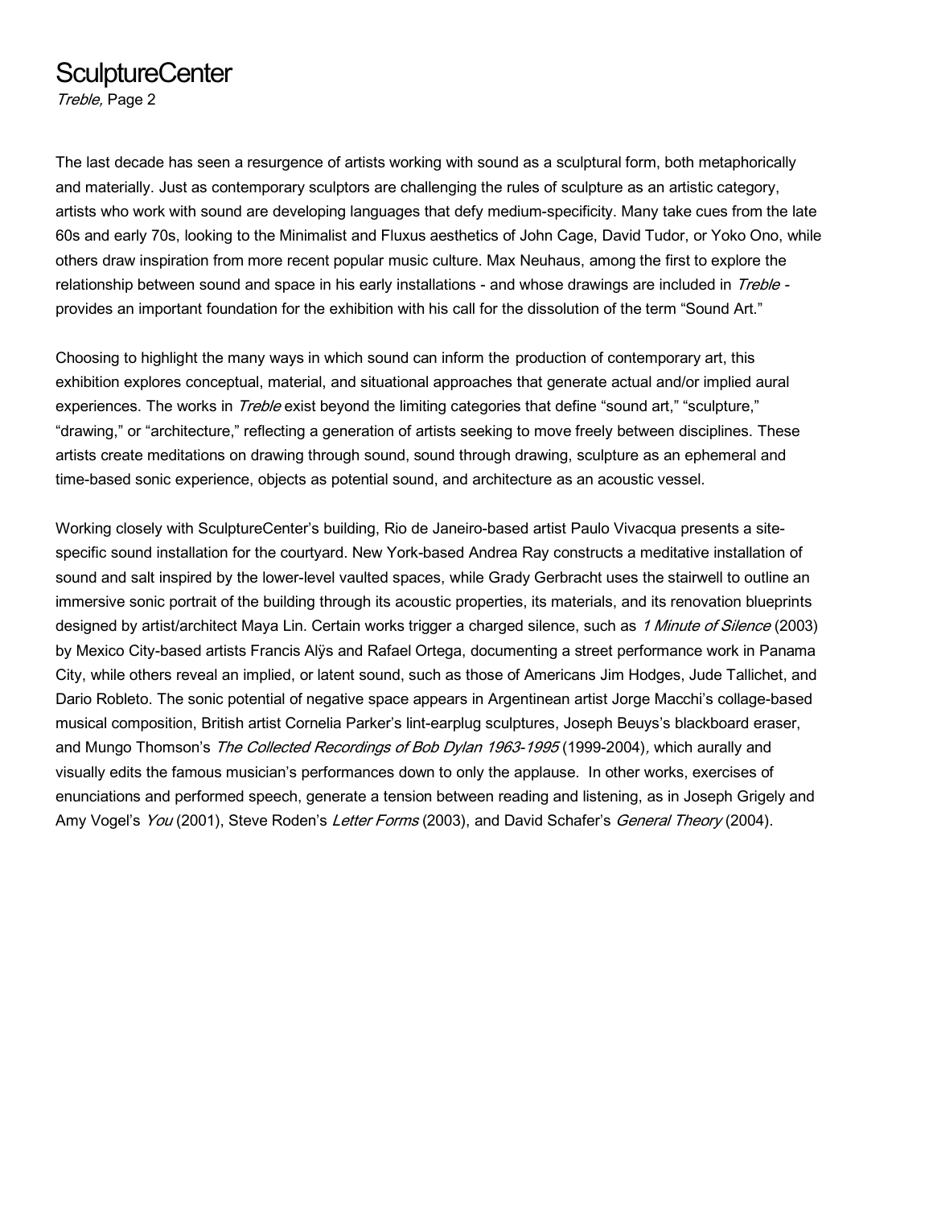The last decade has seen a resurgence of artists working with sound as a sculptural form, both metaphorically and materially. Just as contemporary sculptors are challenging the rules of sculpture as an artistic category, artists who work with sound are developing languages that defy medium-specificity. Many take cues from the late 60s and early 70s, looking to the Minimalist and Fluxus aesthetics of John Cage, David Tudor, or Yoko Ono, while others draw inspiration from more recent popular music culture. Max Neuhaus, among the first to explore the relationship between sound and space in his early installations - and whose drawings are included in *Treble* - provides an important foundation for the exhibition with his call for the dissolution of the term "Sound Art."

Choosing to highlight the many ways in which sound can inform the production of contemporary art, this exhibition explores conceptual, material, and situational approaches that generate actual and/or implied aural experiences. The works in *Treble* exist beyond the limiting categories that define "sound art," "sculpture," "drawing," or "architecture," reflecting a generation of artists seeking to move freely between disciplines. These artists create meditations on drawing through sound, sound through drawing, sculpture as an ephemeral and time-based sonic experience, objects as potential sound, and architecture as an acoustic vessel.

Working closely with SculptureCenter's building, Rio de Janeiro-based artist Paulo Vivacqua presents a site-specific sound installation for the courtyard. New York-based Andrea Ray constructs a meditative installation of sound and salt inspired by the lower-level vaulted spaces, while Grady Gerbracht uses the stairwell to outline an immersive sonic portrait of the building through its acoustic properties, its materials, and its renovation blueprints designed by artist/architect Maya Lin. Certain works trigger a charged silence, such as *1 Minute of Silence* (2003) by Mexico City-based artists Francis Alÿs and Rafael Ortega, documenting a street performance work in Panama City, while others reveal an implied, or latent sound, such as those of Americans Jim Hodges, Jude Tallichet, and Dario Robleto. The sonic potential of negative space appears in Argentinean artist Jorge Macchi's collage-based musical composition, British artist Cornelia Parker's lint-earplug sculptures, Joseph Beuys's blackboard eraser, and Mungo Thomson's *The Collected Recordings of Bob Dylan 1963-1995* (1999-2004), which aurally and visually edits the famous musician's performances down to only the applause. In other works, exercises of enunciations and performed speech, generate a tension between reading and listening, as in Joseph Grigely and Amy Vogel's *You* (2001), Steve Roden's *Letter Forms* (2003), and David Schafer's *General Theory* (2004).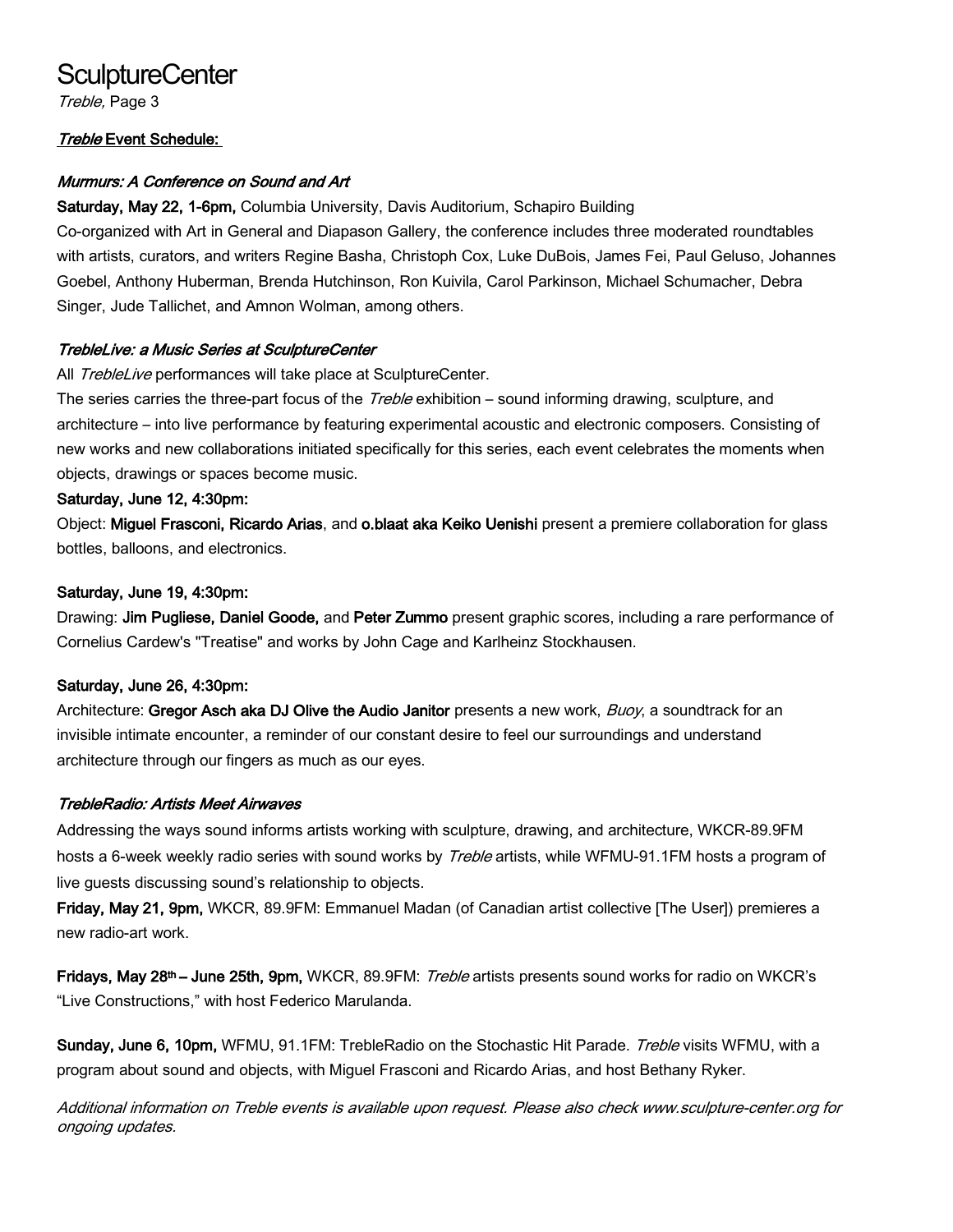# SculptureCenter

*Treble,* Page 3

## *Treble* Event Schedule:

### *Murmurs: A Conference on Sound and Art*

**Saturday, May 22, 1-6pm,** Columbia University, Davis Auditorium, Schapiro Building

Co-organized with Art in General and Diapason Gallery, the conference includes three moderated roundtables with artists, curators, and writers Regine Basha, Christoph Cox, Luke DuBois, James Fei, Paul Geluso, Johannes Goebel, Anthony Huberman, Brenda Hutchinson, Ron Kuivila, Carol Parkinson, Michael Schumacher, Debra Singer, Jude Tallichet, and Amnon Wolman, among others.

### *TrebleLive: a Music Series at SculptureCenter*

All *TrebleLive* performances will take place at SculptureCenter.

The series carries the three-part focus of the *Treble* exhibition – sound informing drawing, sculpture, and architecture – into live performance by featuring experimental acoustic and electronic composers. Consisting of new works and new collaborations initiated specifically for this series, each event celebrates the moments when objects, drawings or spaces become music.

**Saturday, June 12, 4:30pm:**

Object: **Miguel Frasconi, Ricardo Arias**, and **o.blaat aka Keiko Uenishi** present a premiere collaboration for glass bottles, balloons, and electronics.

**Saturday, June 19, 4:30pm:**

Drawing: **Jim Pugliese, Daniel Goode,** and **Peter Zummo** present graphic scores, including a rare performance of Cornelius Cardew's "Treatise" and works by John Cage and Karlheinz Stockhausen.

**Saturday, June 26, 4:30pm:**

Architecture: **Gregor Asch aka DJ Olive the Audio Janitor** presents a new work, *Buoy*, a soundtrack for an invisible intimate encounter, a reminder of our constant desire to feel our surroundings and understand architecture through our fingers as much as our eyes.

### *TrebleRadio: Artists Meet Airwaves*

Addressing the ways sound informs artists working with sculpture, drawing, and architecture, WKCR-89.9FM hosts a 6-week weekly radio series with sound works by *Treble* artists, while WFMU-91.1FM hosts a program of live guests discussing sound's relationship to objects.

**Friday, May 21, 9pm,** WKCR, 89.9FM: Emmanuel Madan (of Canadian artist collective [The User]) premieres a new radio-art work.

**Fridays, May 28th – June 25th, 9pm,** WKCR, 89.9FM: *Treble* artists presents sound works for radio on WKCR's "Live Constructions," with host Federico Marulanda.

**Sunday, June 6, 10pm,** WFMU, 91.1FM: TrebleRadio on the Stochastic Hit Parade. *Treble* visits WFMU, with a program about sound and objects, with Miguel Frasconi and Ricardo Arias, and host Bethany Ryker.

*Additional information on Treble events is available upon request. Please also check www.sculpture-center.org for ongoing updates.*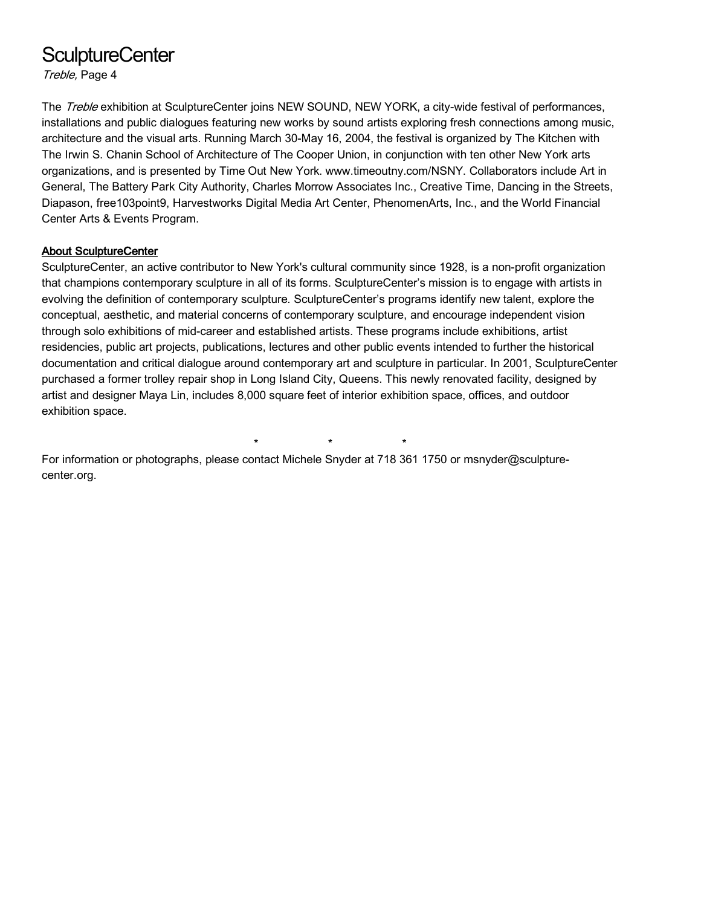The *Treble* exhibition at SculptureCenter joins NEW SOUND, NEW YORK, a city-wide festival of performances, installations and public dialogues featuring new works by sound artists exploring fresh connections among music, architecture and the visual arts. Running March 30-May 16, 2004, the festival is organized by The Kitchen with The Irwin S. Chanin School of Architecture of The Cooper Union, in conjunction with ten other New York arts organizations, and is presented by Time Out New York. www.timeoutny.com/NSNY. Collaborators include Art in General, The Battery Park City Authority, Charles Morrow Associates Inc., Creative Time, Dancing in the Streets, Diapason, free103point9, Harvestworks Digital Media Art Center, PhenomenArts, Inc., and the World Financial Center Arts & Events Program.

## About SculptureCenter

SculptureCenter, an active contributor to New York's cultural community since 1928, is a non-profit organization that champions contemporary sculpture in all of its forms. SculptureCenter's mission is to engage with artists in evolving the definition of contemporary sculpture. SculptureCenter's programs identify new talent, explore the conceptual, aesthetic, and material concerns of contemporary sculpture, and encourage independent vision through solo exhibitions of mid-career and established artists. These programs include exhibitions, artist residencies, public art projects, publications, lectures and other public events intended to further the historical documentation and critical dialogue around contemporary art and sculpture in particular. In 2001, SculptureCenter purchased a former trolley repair shop in Long Island City, Queens. This newly renovated facility, designed by artist and designer Maya Lin, includes 8,000 square feet of interior exhibition space, offices, and outdoor exhibition space.

\*　　　\*　　　\*

For information or photographs, please contact Michele Snyder at 718 361 1750 or msnyder@sculpture-center.org.